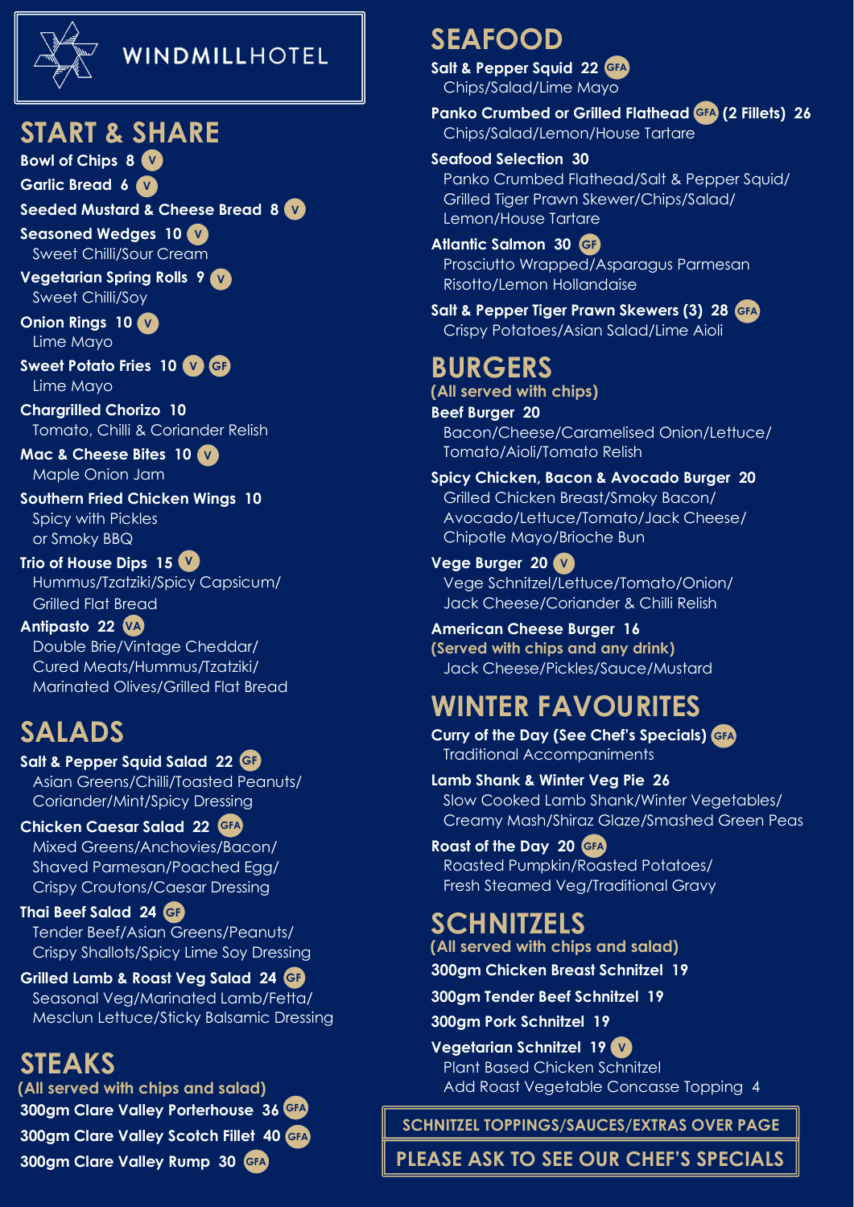# WINDMILLHOTEL

## START & SHARE

**Bowl of Chips 8** (V)

**Garlic Bread 6** (V)

**Seeded Mustard & Cheese Bread 8** (V)

**Seasoned Wedges 10** (V)
Sweet Chilli/Sour Cream

**Vegetarian Spring Rolls 9** (V)
Sweet Chilli/Soy

**Onion Rings 10** (V)
Lime Mayo

**Sweet Potato Fries 10** (V) (GF)
Lime Mayo

**Chargrilled Chorizo 10**
Tomato, Chilli & Coriander Relish

**Mac & Cheese Bites 10** (V)
Maple Onion Jam

**Southern Fried Chicken Wings 10**
Spicy with Pickles
or Smoky BBQ

**Trio of House Dips 15** (V)
Hummus/Tzatziki/Spicy Capsicum/
Grilled Flat Bread

**Antipasto 22** (VA)
Double Brie/Vintage Cheddar/
Cured Meats/Hummus/Tzatziki/
Marinated Olives/Grilled Flat Bread

## SALADS

**Salt & Pepper Squid Salad 22** (GF)
Asian Greens/Chilli/Toasted Peanuts/
Coriander/Mint/Spicy Dressing

**Chicken Caesar Salad 22** (GFA)
Mixed Greens/Anchovies/Bacon/
Shaved Parmesan/Poached Egg/
Crispy Croutons/Caesar Dressing

**Thai Beef Salad 24** (GF)
Tender Beef/Asian Greens/Peanuts/
Crispy Shallots/Spicy Lime Soy Dressing

**Grilled Lamb & Roast Veg Salad 24** (GF)
Seasonal Veg/Marinated Lamb/Fetta/
Mesclun Lettuce/Sticky Balsamic Dressing

## STEAKS

**(All served with chips and salad)**

**300gm Clare Valley Porterhouse 36** (GFA)

**300gm Clare Valley Scotch Fillet 40** (GFA)

**300gm Clare Valley Rump 30** (GFA)

## SEAFOOD

**Salt & Pepper Squid 22** (GFA)
Chips/Salad/Lime Mayo

**Panko Crumbed or Grilled Flathead** (GFA) **(2 Fillets) 26**
Chips/Salad/Lemon/House Tartare

**Seafood Selection 30**
Panko Crumbed Flathead/Salt & Pepper Squid/
Grilled Tiger Prawn Skewer/Chips/Salad/
Lemon/House Tartare

**Atlantic Salmon 30** (GF)
Prosciutto Wrapped/Asparagus Parmesan
Risotto/Lemon Hollandaise

**Salt & Pepper Tiger Prawn Skewers (3) 28** (GFA)
Crispy Potatoes/Asian Salad/Lime Aioli

## BURGERS

**(All served with chips)**

**Beef Burger 20**
Bacon/Cheese/Caramelised Onion/Lettuce/
Tomato/Aioli/Tomato Relish

**Spicy Chicken, Bacon & Avocado Burger 20**
Grilled Chicken Breast/Smoky Bacon/
Avocado/Lettuce/Tomato/Jack Cheese/
Chipotle Mayo/Brioche Bun

**Vege Burger 20** (V)
Vege Schnitzel/Lettuce/Tomato/Onion/
Jack Cheese/Coriander & Chilli Relish

**American Cheese Burger 16**
**(Served with chips and any drink)**
Jack Cheese/Pickles/Sauce/Mustard

## WINTER FAVOURITES

**Curry of the Day (See Chef's Specials)** (GFA)
Traditional Accompaniments

**Lamb Shank & Winter Veg Pie 26**
Slow Cooked Lamb Shank/Winter Vegetables/
Creamy Mash/Shiraz Glaze/Smashed Green Peas

**Roast of the Day 20** (GFA)
Roasted Pumpkin/Roasted Potatoes/
Fresh Steamed Veg/Traditional Gravy

## SCHNITZELS

**(All served with chips and salad)**

**300gm Chicken Breast Schnitzel 19**

**300gm Tender Beef Schnitzel 19**

**300gm Pork Schnitzel 19**

**Vegetarian Schnitzel 19** (V)
Plant Based Chicken Schnitzel
Add Roast Vegetable Concasse Topping 4

**SCHNITZEL TOPPINGS/SAUCES/EXTRAS OVER PAGE**

**PLEASE ASK TO SEE OUR CHEF'S SPECIALS**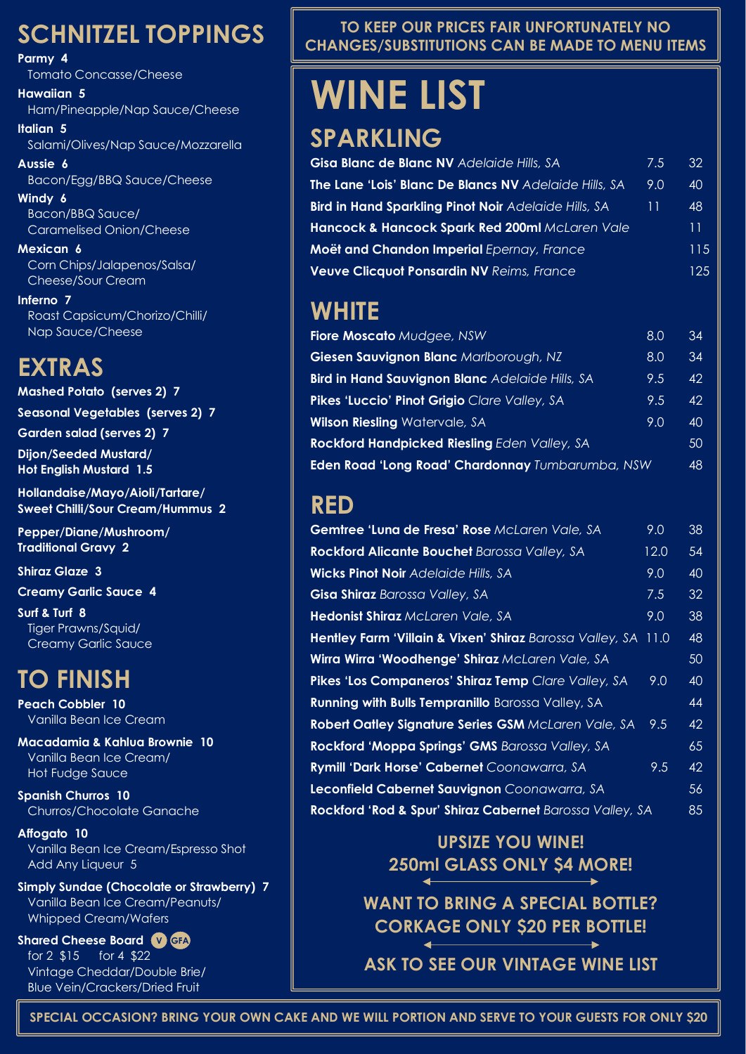## SCHNITZEL TOPPINGS

**Parmy 4**
Tomato Concasse/Cheese

**Hawaiian 5**
Ham/Pineapple/Nap Sauce/Cheese

**Italian 5**
Salami/Olives/Nap Sauce/Mozzarella

**Aussie 6**
Bacon/Egg/BBQ Sauce/Cheese

**Windy 6**
Bacon/BBQ Sauce/
Caramelised Onion/Cheese

**Mexican 6**
Corn Chips/Jalapenos/Salsa/
Cheese/Sour Cream

**Inferno 7**
Roast Capsicum/Chorizo/Chilli/
Nap Sauce/Cheese

## EXTRAS

**Mashed Potato (serves 2) 7**

**Seasonal Vegetables (serves 2) 7**

**Garden salad (serves 2) 7**

**Dijon/Seeded Mustard/
Hot English Mustard 1.5**

**Hollandaise/Mayo/Aioli/Tartare/
Sweet Chilli/Sour Cream/Hummus 2**

**Pepper/Diane/Mushroom/
Traditional Gravy 2**

**Shiraz Glaze 3**

**Creamy Garlic Sauce 4**

**Surf & Turf 8**
Tiger Prawns/Squid/
Creamy Garlic Sauce

## TO FINISH

**Peach Cobbler 10**
Vanilla Bean Ice Cream

**Macadamia & Kahlua Brownie 10**
Vanilla Bean Ice Cream/
Hot Fudge Sauce

**Spanish Churros 10**
Churros/Chocolate Ganache

**Affogato 10**
Vanilla Bean Ice Cream/Espresso Shot
Add Any Liqueur 5

**Simply Sundae (Chocolate or Strawberry) 7**
Vanilla Bean Ice Cream/Peanuts/
Whipped Cream/Wafers

**Shared Cheese Board** V GFA
for 2 $15 for 4 $22
Vintage Cheddar/Double Brie/
Blue Vein/Crackers/Dried Fruit

**TO KEEP OUR PRICES FAIR UNFORTUNATELY NO CHANGES/SUBSTITUTIONS CAN BE MADE TO MENU ITEMS**

# WINE LIST

## SPARKLING

| | | |
|---|---|---|
| **Gisa Blanc de Blanc NV** *Adelaide Hills, SA* | 7.5 | 32 |
| **The Lane 'Lois' Blanc De Blancs NV** *Adelaide Hills, SA* | 9.0 | 40 |
| **Bird in Hand Sparkling Pinot Noir** *Adelaide Hills, SA* | 11 | 48 |
| **Hancock & Hancock Spark Red 200ml** *McLaren Vale* | | 11 |
| **Moët and Chandon Imperial** *Epernay, France* | | 115 |
| **Veuve Clicquot Ponsardin NV** *Reims, France* | | 125 |

## WHITE

| | | |
|---|---|---|
| **Fiore Moscato** *Mudgee, NSW* | 8.0 | 34 |
| **Giesen Sauvignon Blanc** *Marlborough, NZ* | 8.0 | 34 |
| **Bird in Hand Sauvignon Blanc** *Adelaide Hills, SA* | 9.5 | 42 |
| **Pikes 'Luccio' Pinot Grigio** *Clare Valley, SA* | 9.5 | 42 |
| **Wilson Riesling** Watervale, SA | 9.0 | 40 |
| **Rockford Handpicked Riesling** *Eden Valley, SA* | | 50 |
| **Eden Road 'Long Road' Chardonnay** *Tumbarumba, NSW* | | 48 |

## RED

| | | |
|---|---|---|
| **Gemtree 'Luna de Fresa' Rose** *McLaren Vale, SA* | 9.0 | 38 |
| **Rockford Alicante Bouchet** *Barossa Valley, SA* | 12.0 | 54 |
| **Wicks Pinot Noir** *Adelaide Hills, SA* | 9.0 | 40 |
| **Gisa Shiraz** *Barossa Valley, SA* | 7.5 | 32 |
| **Hedonist Shiraz** *McLaren Vale, SA* | 9.0 | 38 |
| **Hentley Farm 'Villain & Vixen' Shiraz** *Barossa Valley, SA* | 11.0 | 48 |
| **Wirra Wirra 'Woodhenge' Shiraz** *McLaren Vale, SA* | | 50 |
| **Pikes 'Los Companeros' Shiraz Temp** *Clare Valley, SA* | 9.0 | 40 |
| **Running with Bulls Tempranillo** Barossa Valley, SA | | 44 |
| **Robert Oatley Signature Series GSM** *McLaren Vale, SA* | 9.5 | 42 |
| **Rockford 'Moppa Springs' GMS** *Barossa Valley, SA* | | 65 |
| **Rymill 'Dark Horse' Cabernet** *Coonawarra, SA* | 9.5 | 42 |
| **Leconfield Cabernet Sauvignon** *Coonawarra, SA* | | 56 |
| **Rockford 'Rod & Spur' Shiraz Cabernet** *Barossa Valley, SA* | | 85 |

**UPSIZE YOU WINE!
250ml GLASS ONLY $4 MORE!**

**WANT TO BRING A SPECIAL BOTTLE?
CORKAGE ONLY $20 PER BOTTLE!**

**ASK TO SEE OUR VINTAGE WINE LIST**

**SPECIAL OCCASION? BRING YOUR OWN CAKE AND WE WILL PORTION AND SERVE TO YOUR GUESTS FOR ONLY $20**